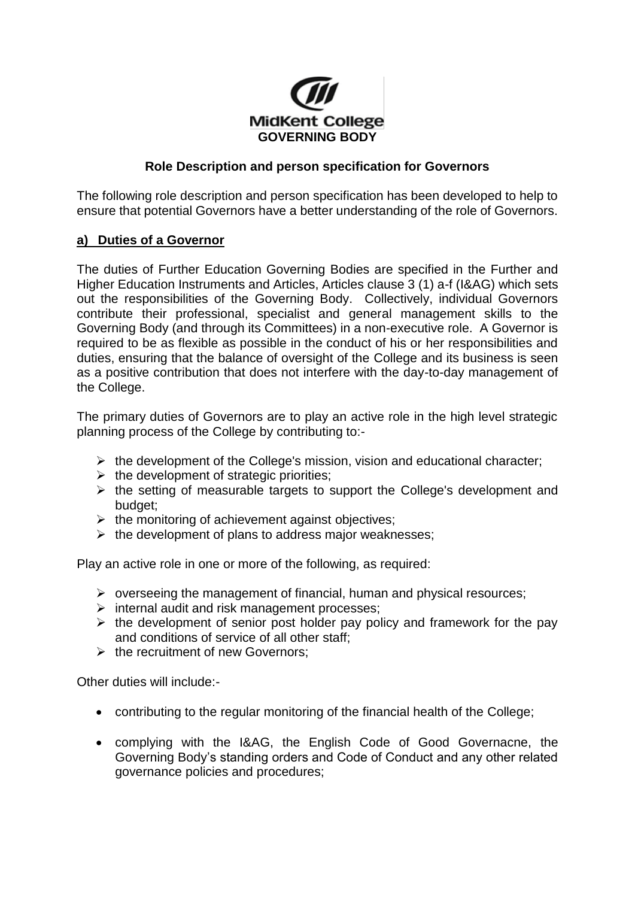MidKent College

**GOVERNING BODY**

## Role Description and person specification for Governors

The following role description and person specification has been developed to help to ensure that potential Governors have a better understanding of the role of Governors.

### a) Duties of a Governor

The duties of Further Education Governing Bodies are specified in the Further and Higher Education Instruments and Articles, Articles clause 3 (1) a-f (I&AG) which sets out the responsibilities of the Governing Body. Collectively, individual Governors contribute their professional, specialist and general management skills to the Governing Body (and through its Committees) in a non-executive role. A Governor is required to be as flexible as possible in the conduct of his or her responsibilities and duties, ensuring that the balance of oversight of the College and its business is seen as a positive contribution that does not interfere with the day-to-day management of the College.

The primary duties of Governors are to play an active role in the high level strategic planning process of the College by contributing to:-

- the development of the College's mission, vision and educational character;
- the development of strategic priorities;
- the setting of measurable targets to support the College's development and budget;
- the monitoring of achievement against objectives;
- the development of plans to address major weaknesses;

Play an active role in one or more of the following, as required:

- overseeing the management of financial, human and physical resources;
- internal audit and risk management processes;
- the development of senior post holder pay policy and framework for the pay and conditions of service of all other staff;
- the recruitment of new Governors;

Other duties will include:-

- contributing to the regular monitoring of the financial health of the College;
- complying with the I&AG, the English Code of Good Governacne, the Governing Body's standing orders and Code of Conduct and any other related governance policies and procedures;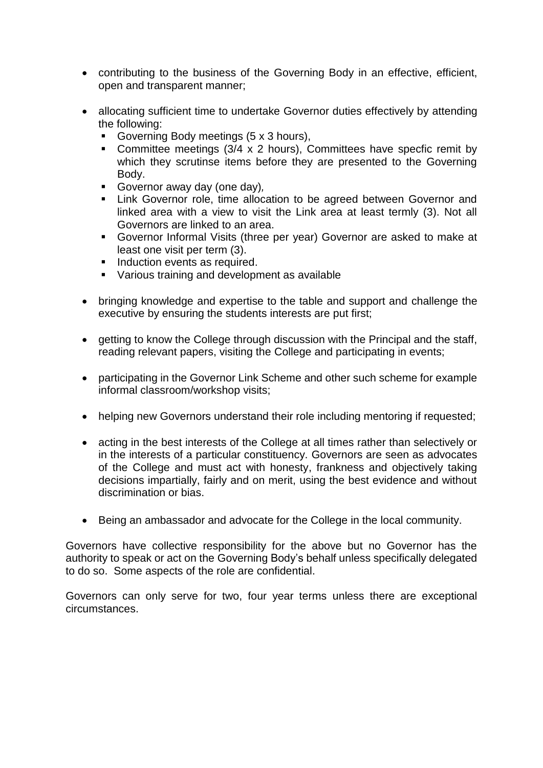- contributing to the business of the Governing Body in an effective, efficient, open and transparent manner;

- allocating sufficient time to undertake Governor duties effectively by attending the following:
  - Governing Body meetings (5 x 3 hours),
  - Committee meetings (3/4 x 2 hours), Committees have specfic remit by which they scrutinse items before they are presented to the Governing Body.
  - Governor away day (one day),
  - Link Governor role, time allocation to be agreed between Governor and linked area with a view to visit the Link area at least termly (3). Not all Governors are linked to an area.
  - Governor Informal Visits (three per year) Governor are asked to make at least one visit per term (3).
  - Induction events as required.
  - Various training and development as available

- bringing knowledge and expertise to the table and support and challenge the executive by ensuring the students interests are put first;

- getting to know the College through discussion with the Principal and the staff, reading relevant papers, visiting the College and participating in events;

- participating in the Governor Link Scheme and other such scheme for example informal classroom/workshop visits;

- helping new Governors understand their role including mentoring if requested;

- acting in the best interests of the College at all times rather than selectively or in the interests of a particular constituency. Governors are seen as advocates of the College and must act with honesty, frankness and objectively taking decisions impartially, fairly and on merit, using the best evidence and without discrimination or bias.

- Being an ambassador and advocate for the College in the local community.

Governors have collective responsibility for the above but no Governor has the authority to speak or act on the Governing Body's behalf unless specifically delegated to do so. Some aspects of the role are confidential.

Governors can only serve for two, four year terms unless there are exceptional circumstances.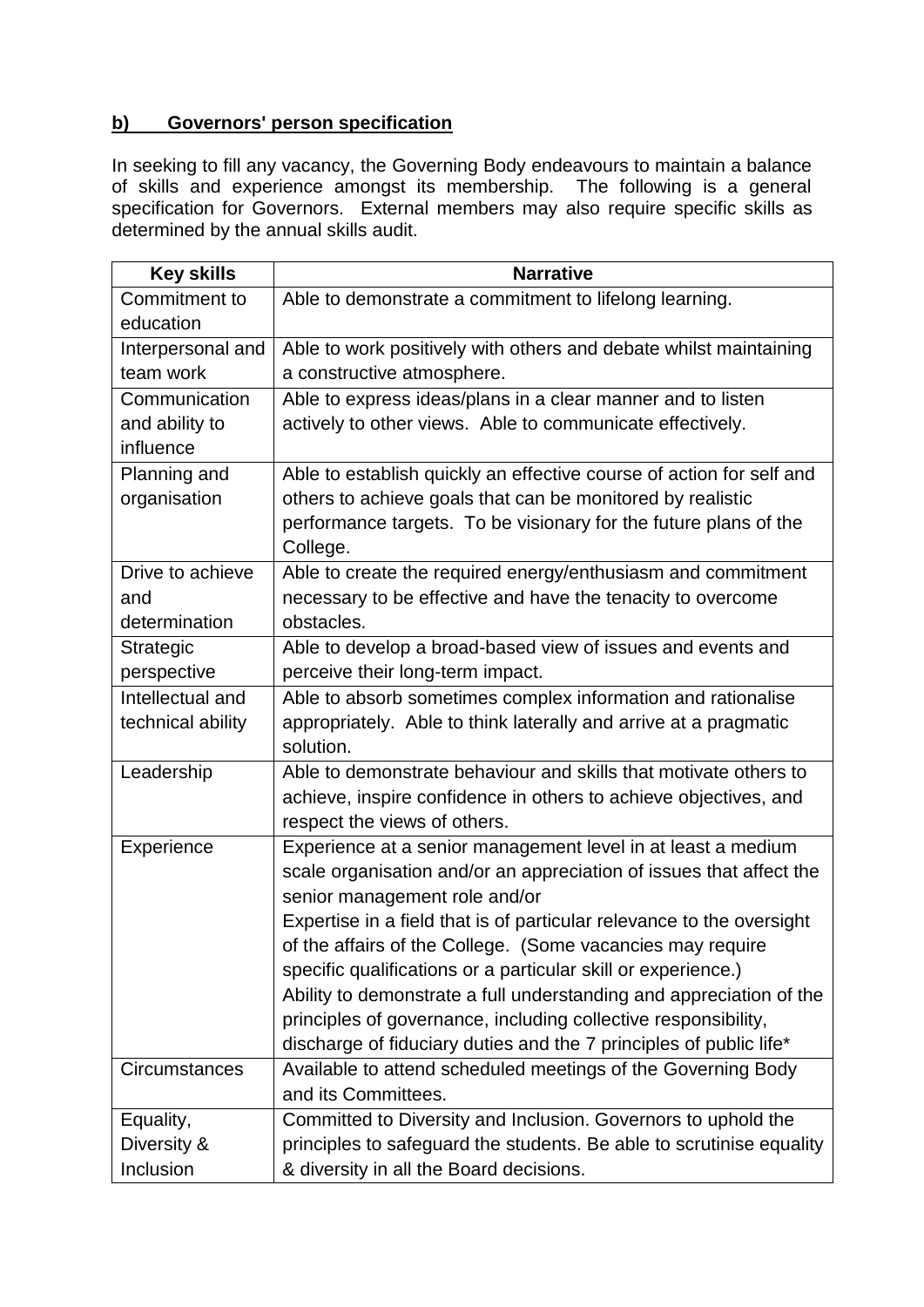## b) Governors' person specification

In seeking to fill any vacancy, the Governing Body endeavours to maintain a balance of skills and experience amongst its membership. The following is a general specification for Governors. External members may also require specific skills as determined by the annual skills audit.

| Key skills | Narrative |
|---|---|
| Commitment to education | Able to demonstrate a commitment to lifelong learning. |
| Interpersonal and team work | Able to work positively with others and debate whilst maintaining a constructive atmosphere. |
| Communication and ability to influence | Able to express ideas/plans in a clear manner and to listen actively to other views. Able to communicate effectively. |
| Planning and organisation | Able to establish quickly an effective course of action for self and others to achieve goals that can be monitored by realistic performance targets. To be visionary for the future plans of the College. |
| Drive to achieve and determination | Able to create the required energy/enthusiasm and commitment necessary to be effective and have the tenacity to overcome obstacles. |
| Strategic perspective | Able to develop a broad-based view of issues and events and perceive their long-term impact. |
| Intellectual and technical ability | Able to absorb sometimes complex information and rationalise appropriately. Able to think laterally and arrive at a pragmatic solution. |
| Leadership | Able to demonstrate behaviour and skills that motivate others to achieve, inspire confidence in others to achieve objectives, and respect the views of others. |
| Experience | Experience at a senior management level in at least a medium scale organisation and/or an appreciation of issues that affect the senior management role and/or<br>Expertise in a field that is of particular relevance to the oversight of the affairs of the College. (Some vacancies may require specific qualifications or a particular skill or experience.)<br>Ability to demonstrate a full understanding and appreciation of the principles of governance, including collective responsibility, discharge of fiduciary duties and the 7 principles of public life* |
| Circumstances | Available to attend scheduled meetings of the Governing Body and its Committees. |
| Equality, Diversity & Inclusion | Committed to Diversity and Inclusion. Governors to uphold the principles to safeguard the students. Be able to scrutinise equality & diversity in all the Board decisions. |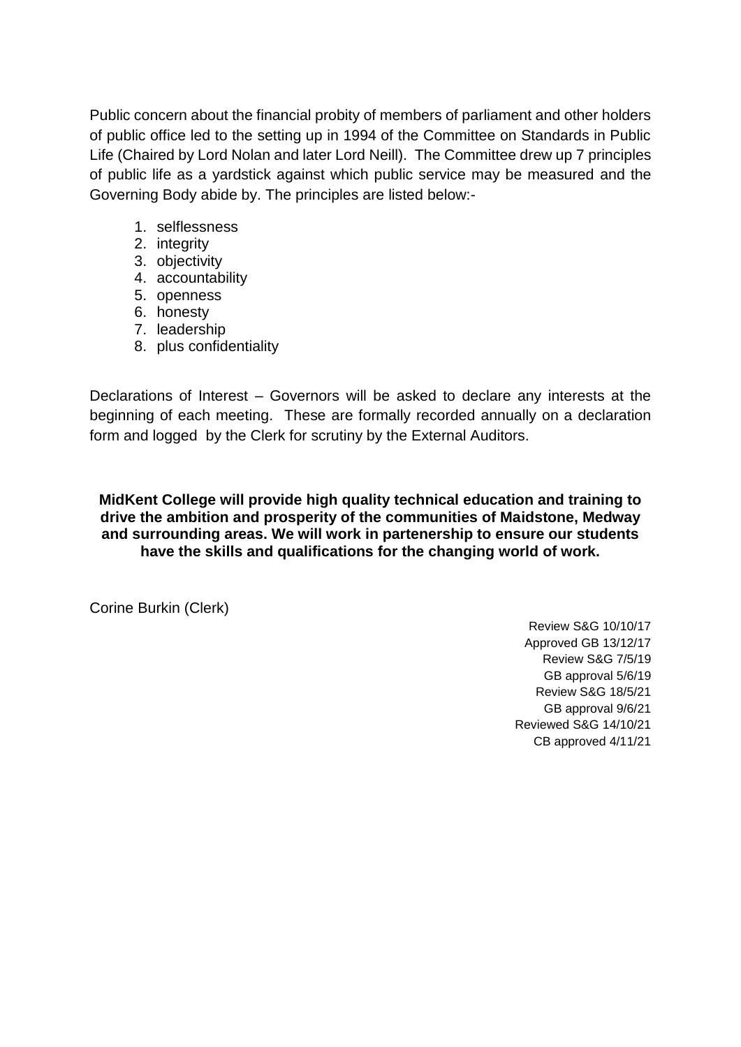Public concern about the financial probity of members of parliament and other holders of public office led to the setting up in 1994 of the Committee on Standards in Public Life (Chaired by Lord Nolan and later Lord Neill). The Committee drew up 7 principles of public life as a yardstick against which public service may be measured and the Governing Body abide by. The principles are listed below:-

1. selflessness
2. integrity
3. objectivity
4. accountability
5. openness
6. honesty
7. leadership
8. plus confidentiality

Declarations of Interest – Governors will be asked to declare any interests at the beginning of each meeting. These are formally recorded annually on a declaration form and logged by the Clerk for scrutiny by the External Auditors.

**MidKent College will provide high quality technical education and training to drive the ambition and prosperity of the communities of Maidstone, Medway and surrounding areas. We will work in partenership to ensure our students have the skills and qualifications for the changing world of work.**

Corine Burkin (Clerk)

Review S&G 10/10/17
Approved GB 13/12/17
Review S&G 7/5/19
GB approval 5/6/19
Review S&G 18/5/21
GB approval 9/6/21
Reviewed S&G 14/10/21
CB approved 4/11/21